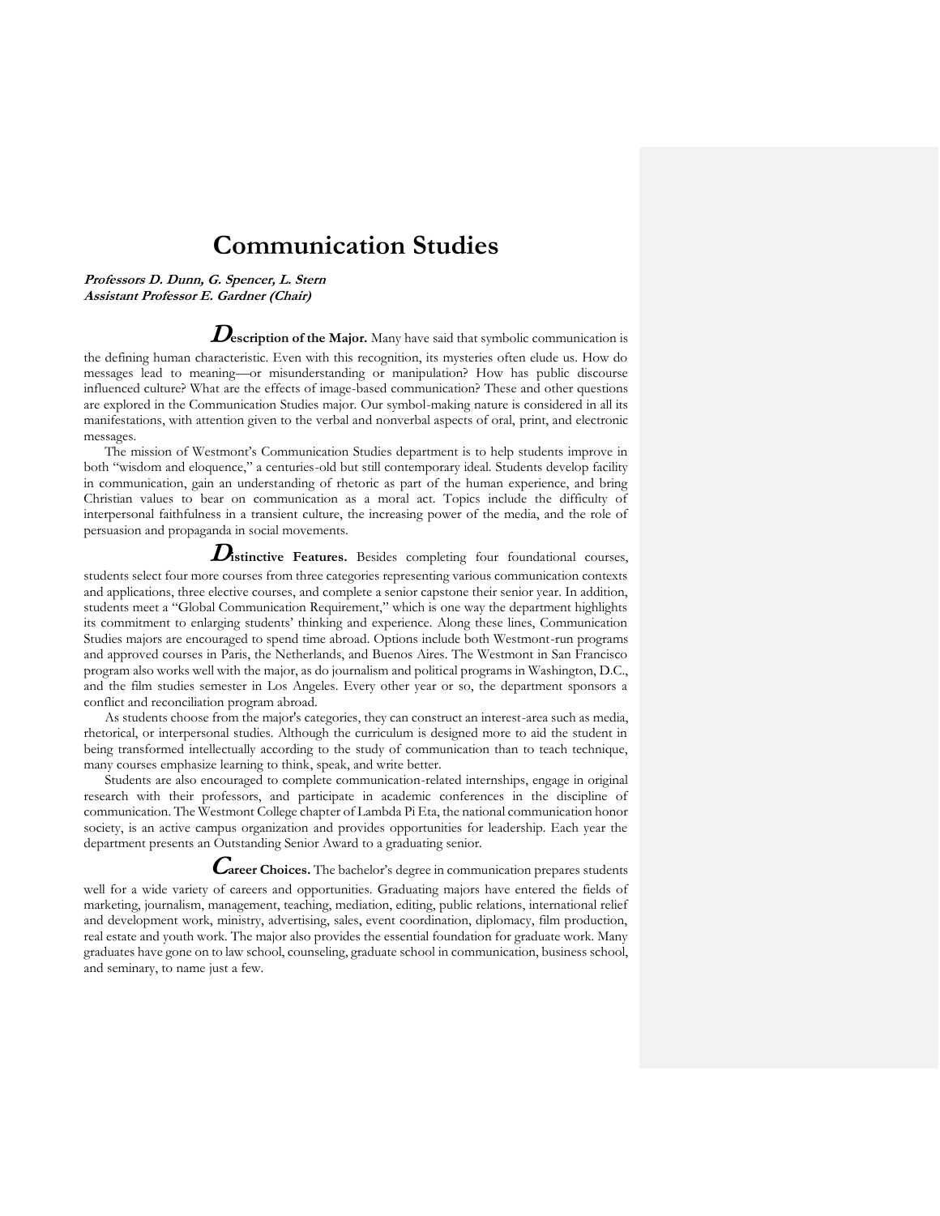# Communication Studies

***Professors D. Dunn, G. Spencer, L. Stern***
***Assistant Professor E. Gardner (Chair)***

**Description of the Major.** Many have said that symbolic communication is the defining human characteristic. Even with this recognition, its mysteries often elude us. How do messages lead to meaning—or misunderstanding or manipulation? How has public discourse influenced culture? What are the effects of image-based communication? These and other questions are explored in the Communication Studies major. Our symbol-making nature is considered in all its manifestations, with attention given to the verbal and nonverbal aspects of oral, print, and electronic messages.

The mission of Westmont's Communication Studies department is to help students improve in both "wisdom and eloquence," a centuries-old but still contemporary ideal. Students develop facility in communication, gain an understanding of rhetoric as part of the human experience, and bring Christian values to bear on communication as a moral act. Topics include the difficulty of interpersonal faithfulness in a transient culture, the increasing power of the media, and the role of persuasion and propaganda in social movements.

**Distinctive Features.** Besides completing four foundational courses, students select four more courses from three categories representing various communication contexts and applications, three elective courses, and complete a senior capstone their senior year. In addition, students meet a "Global Communication Requirement," which is one way the department highlights its commitment to enlarging students' thinking and experience. Along these lines, Communication Studies majors are encouraged to spend time abroad. Options include both Westmont-run programs and approved courses in Paris, the Netherlands, and Buenos Aires. The Westmont in San Francisco program also works well with the major, as do journalism and political programs in Washington, D.C., and the film studies semester in Los Angeles. Every other year or so, the department sponsors a conflict and reconciliation program abroad.

As students choose from the major's categories, they can construct an interest-area such as media, rhetorical, or interpersonal studies. Although the curriculum is designed more to aid the student in being transformed intellectually according to the study of communication than to teach technique, many courses emphasize learning to think, speak, and write better.

Students are also encouraged to complete communication-related internships, engage in original research with their professors, and participate in academic conferences in the discipline of communication. The Westmont College chapter of Lambda Pi Eta, the national communication honor society, is an active campus organization and provides opportunities for leadership. Each year the department presents an Outstanding Senior Award to a graduating senior.

**Career Choices.** The bachelor's degree in communication prepares students well for a wide variety of careers and opportunities. Graduating majors have entered the fields of marketing, journalism, management, teaching, mediation, editing, public relations, international relief and development work, ministry, advertising, sales, event coordination, diplomacy, film production, real estate and youth work. The major also provides the essential foundation for graduate work. Many graduates have gone on to law school, counseling, graduate school in communication, business school, and seminary, to name just a few.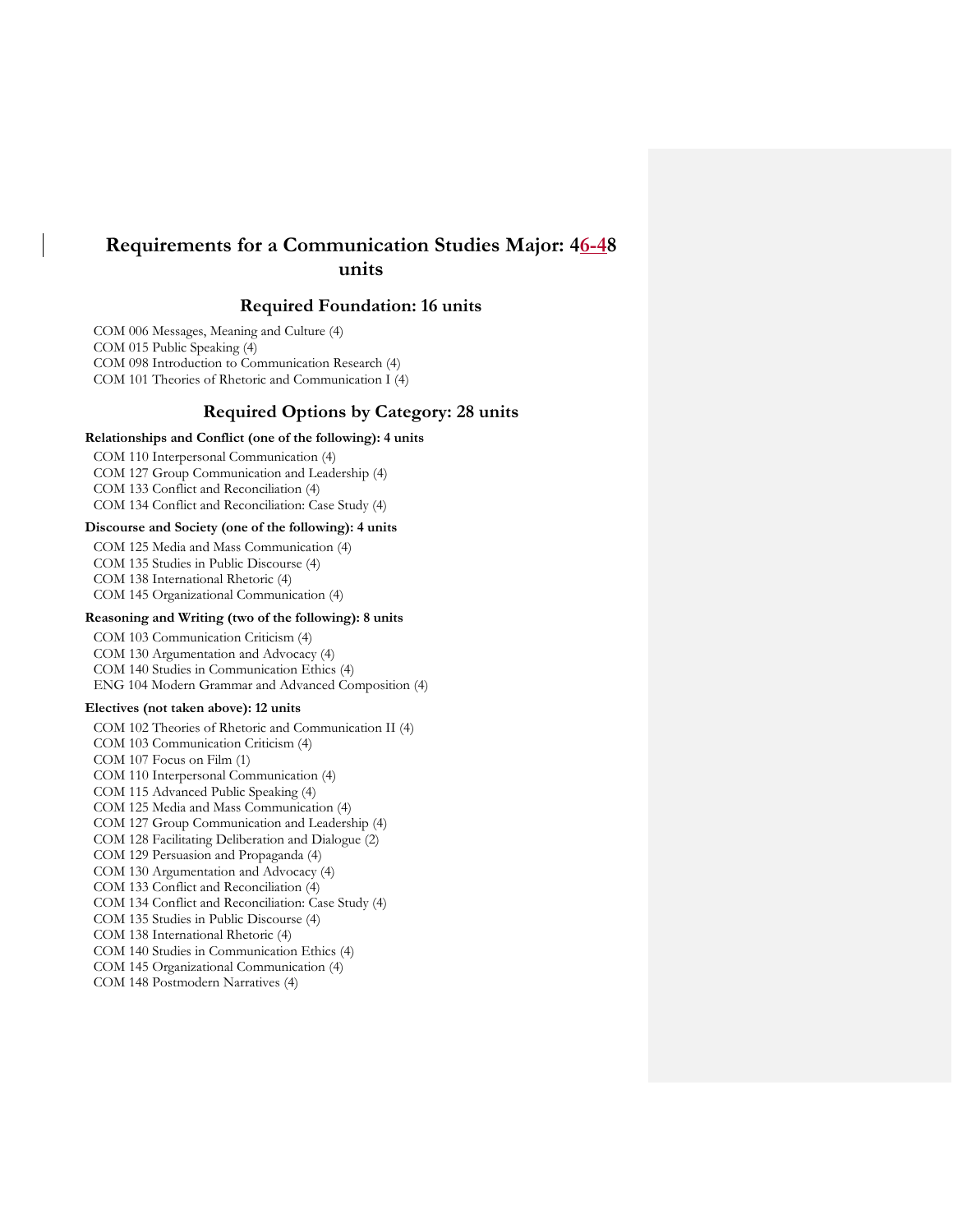# Requirements for a Communication Studies Major: 46-48 units

## Required Foundation: 16 units

COM 006 Messages, Meaning and Culture (4)
COM 015 Public Speaking (4)
COM 098 Introduction to Communication Research (4)
COM 101 Theories of Rhetoric and Communication I (4)

## Required Options by Category: 28 units

**Relationships and Conflict (one of the following): 4 units**

COM 110 Interpersonal Communication (4)
COM 127 Group Communication and Leadership (4)
COM 133 Conflict and Reconciliation (4)
COM 134 Conflict and Reconciliation: Case Study (4)

**Discourse and Society (one of the following): 4 units**

COM 125 Media and Mass Communication (4)
COM 135 Studies in Public Discourse (4)
COM 138 International Rhetoric (4)
COM 145 Organizational Communication (4)

**Reasoning and Writing (two of the following): 8 units**

COM 103 Communication Criticism (4)
COM 130 Argumentation and Advocacy (4)
COM 140 Studies in Communication Ethics (4)
ENG 104 Modern Grammar and Advanced Composition (4)

**Electives (not taken above): 12 units**

COM 102 Theories of Rhetoric and Communication II (4)
COM 103 Communication Criticism (4)
COM 107 Focus on Film (1)
COM 110 Interpersonal Communication (4)
COM 115 Advanced Public Speaking (4)
COM 125 Media and Mass Communication (4)
COM 127 Group Communication and Leadership (4)
COM 128 Facilitating Deliberation and Dialogue (2)
COM 129 Persuasion and Propaganda (4)
COM 130 Argumentation and Advocacy (4)
COM 133 Conflict and Reconciliation (4)
COM 134 Conflict and Reconciliation: Case Study (4)
COM 135 Studies in Public Discourse (4)
COM 138 International Rhetoric (4)
COM 140 Studies in Communication Ethics (4)
COM 145 Organizational Communication (4)
COM 148 Postmodern Narratives (4)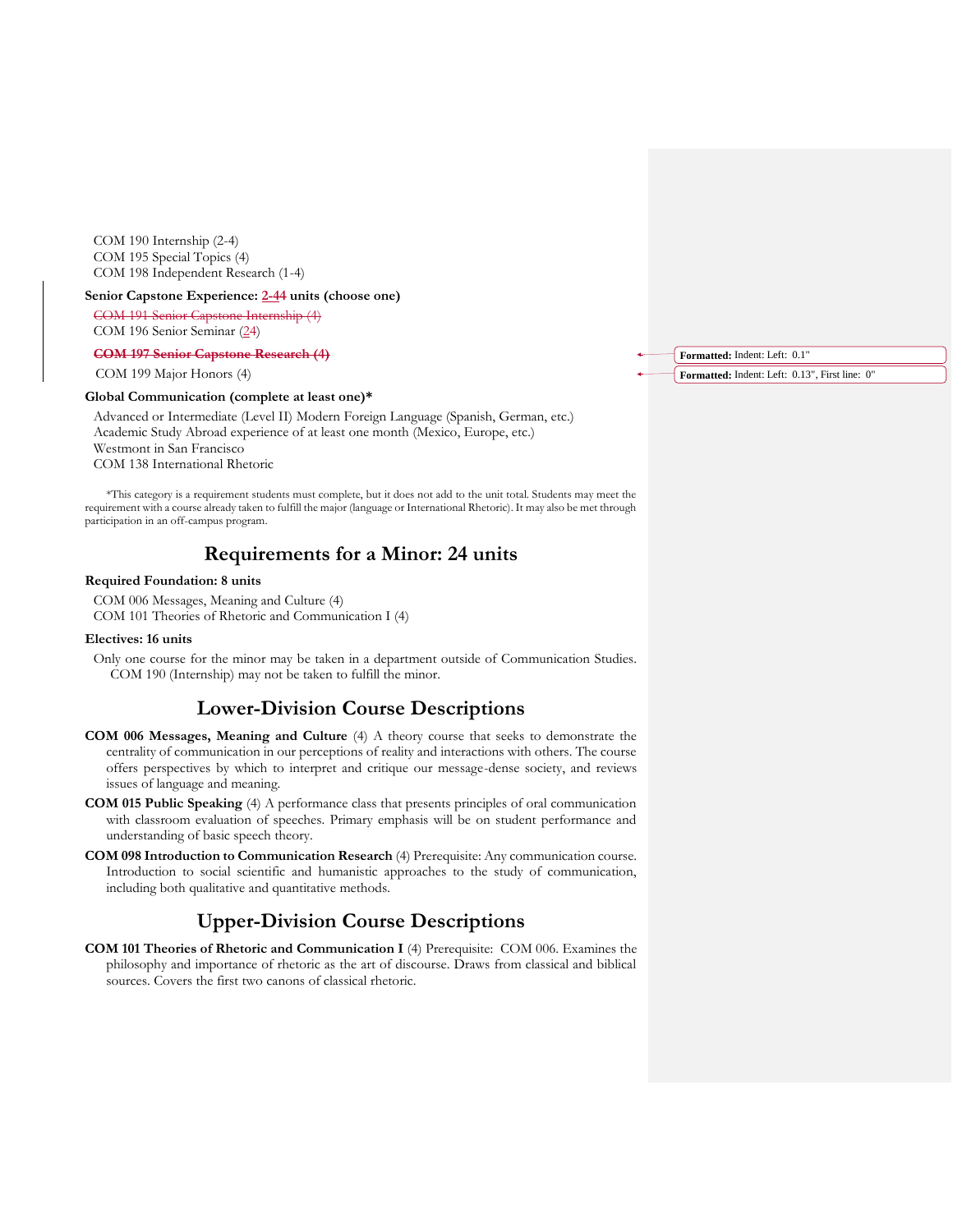COM 190 Internship (2-4)
COM 195 Special Topics (4)
COM 198 Independent Research (1-4)

**Senior Capstone Experience: 2-4~~4~~ units (choose one)**

~~COM 191 Senior Capstone Internship (4)~~
COM 196 Senior Seminar (2~~4~~)
~~**COM 197 Senior Capstone Research (4)**~~
COM 199 Major Honors (4)

**Global Communication (complete at least one)***

Advanced or Intermediate (Level II) Modern Foreign Language (Spanish, German, etc.)
Academic Study Abroad experience of at least one month (Mexico, Europe, etc.)
Westmont in San Francisco
COM 138 International Rhetoric

*This category is a requirement students must complete, but it does not add to the unit total. Students may meet the requirement with a course already taken to fulfill the major (language or International Rhetoric). It may also be met through participation in an off-campus program.

## Requirements for a Minor: 24 units

**Required Foundation: 8 units**

COM 006 Messages, Meaning and Culture (4)
COM 101 Theories of Rhetoric and Communication I (4)

**Electives: 16 units**

Only one course for the minor may be taken in a department outside of Communication Studies. COM 190 (Internship) may not be taken to fulfill the minor.

## Lower-Division Course Descriptions

**COM 006 Messages, Meaning and Culture** (4) A theory course that seeks to demonstrate the centrality of communication in our perceptions of reality and interactions with others. The course offers perspectives by which to interpret and critique our message-dense society, and reviews issues of language and meaning.

**COM 015 Public Speaking** (4) A performance class that presents principles of oral communication with classroom evaluation of speeches. Primary emphasis will be on student performance and understanding of basic speech theory.

**COM 098 Introduction to Communication Research** (4) Prerequisite: Any communication course. Introduction to social scientific and humanistic approaches to the study of communication, including both qualitative and quantitative methods.

## Upper-Division Course Descriptions

**COM 101 Theories of Rhetoric and Communication I** (4) Prerequisite: COM 006. Examines the philosophy and importance of rhetoric as the art of discourse. Draws from classical and biblical sources. Covers the first two canons of classical rhetoric.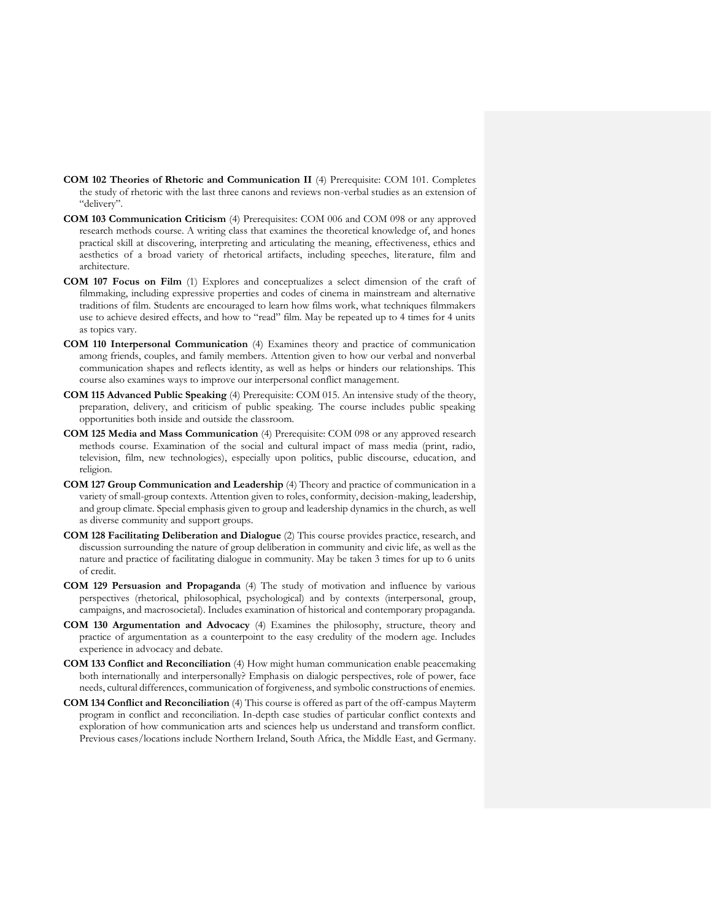**COM 102 Theories of Rhetoric and Communication II** (4) Prerequisite: COM 101. Completes the study of rhetoric with the last three canons and reviews non-verbal studies as an extension of "delivery".

**COM 103 Communication Criticism** (4) Prerequisites: COM 006 and COM 098 or any approved research methods course. A writing class that examines the theoretical knowledge of, and hones practical skill at discovering, interpreting and articulating the meaning, effectiveness, ethics and aesthetics of a broad variety of rhetorical artifacts, including speeches, literature, film and architecture.

**COM 107 Focus on Film** (1) Explores and conceptualizes a select dimension of the craft of filmmaking, including expressive properties and codes of cinema in mainstream and alternative traditions of film. Students are encouraged to learn how films work, what techniques filmmakers use to achieve desired effects, and how to "read" film. May be repeated up to 4 times for 4 units as topics vary.

**COM 110 Interpersonal Communication** (4) Examines theory and practice of communication among friends, couples, and family members. Attention given to how our verbal and nonverbal communication shapes and reflects identity, as well as helps or hinders our relationships. This course also examines ways to improve our interpersonal conflict management.

**COM 115 Advanced Public Speaking** (4) Prerequisite: COM 015. An intensive study of the theory, preparation, delivery, and criticism of public speaking. The course includes public speaking opportunities both inside and outside the classroom.

**COM 125 Media and Mass Communication** (4) Prerequisite: COM 098 or any approved research methods course. Examination of the social and cultural impact of mass media (print, radio, television, film, new technologies), especially upon politics, public discourse, education, and religion.

**COM 127 Group Communication and Leadership** (4) Theory and practice of communication in a variety of small-group contexts. Attention given to roles, conformity, decision-making, leadership, and group climate. Special emphasis given to group and leadership dynamics in the church, as well as diverse community and support groups.

**COM 128 Facilitating Deliberation and Dialogue** (2) This course provides practice, research, and discussion surrounding the nature of group deliberation in community and civic life, as well as the nature and practice of facilitating dialogue in community. May be taken 3 times for up to 6 units of credit.

**COM 129 Persuasion and Propaganda** (4) The study of motivation and influence by various perspectives (rhetorical, philosophical, psychological) and by contexts (interpersonal, group, campaigns, and macrosocietal). Includes examination of historical and contemporary propaganda.

**COM 130 Argumentation and Advocacy** (4) Examines the philosophy, structure, theory and practice of argumentation as a counterpoint to the easy credulity of the modern age. Includes experience in advocacy and debate.

**COM 133 Conflict and Reconciliation** (4) How might human communication enable peacemaking both internationally and interpersonally? Emphasis on dialogic perspectives, role of power, face needs, cultural differences, communication of forgiveness, and symbolic constructions of enemies.

**COM 134 Conflict and Reconciliation** (4) This course is offered as part of the off-campus Mayterm program in conflict and reconciliation. In-depth case studies of particular conflict contexts and exploration of how communication arts and sciences help us understand and transform conflict. Previous cases/locations include Northern Ireland, South Africa, the Middle East, and Germany.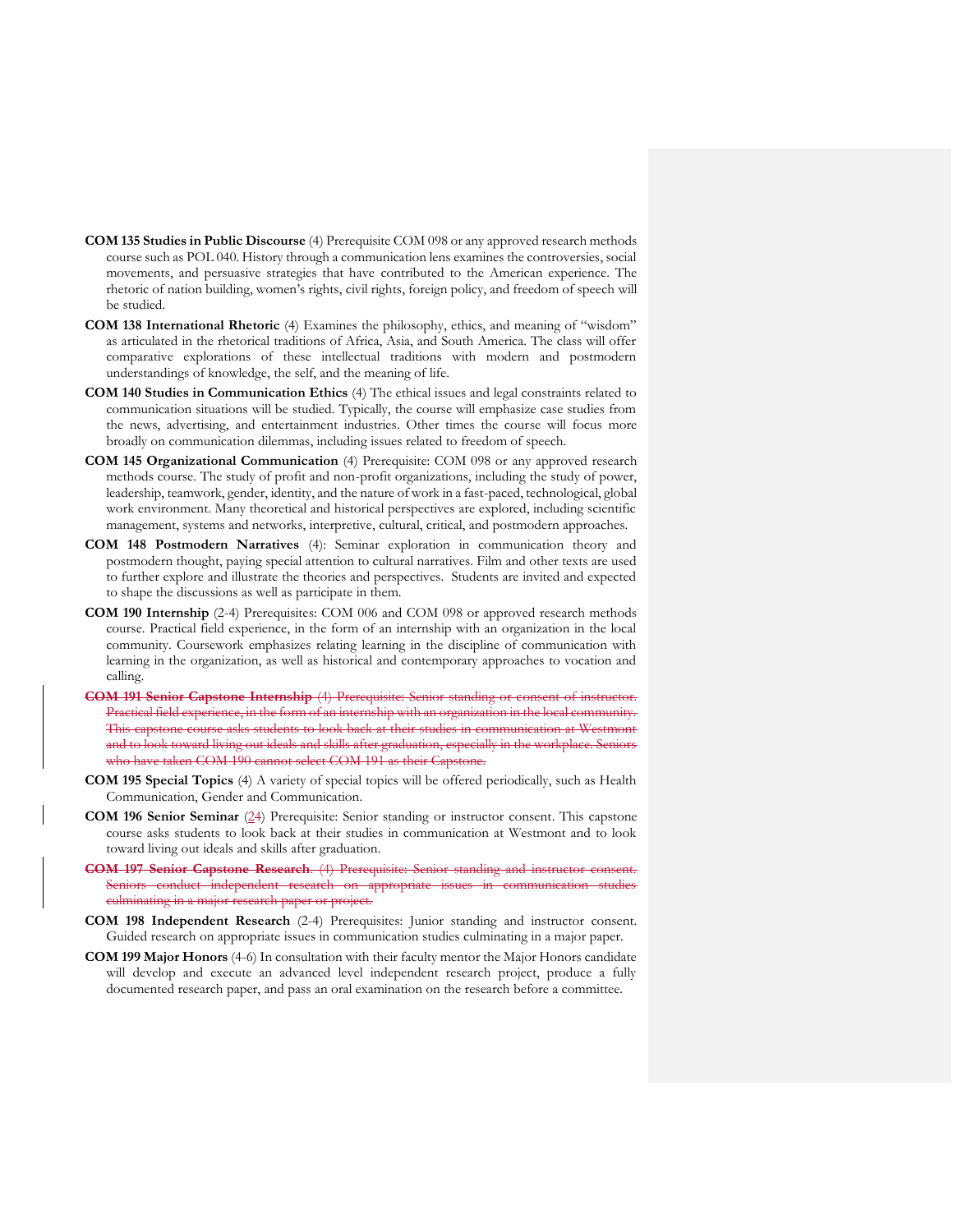**COM 135 Studies in Public Discourse** (4) Prerequisite COM 098 or any approved research methods course such as POL 040. History through a communication lens examines the controversies, social movements, and persuasive strategies that have contributed to the American experience. The rhetoric of nation building, women's rights, civil rights, foreign policy, and freedom of speech will be studied.

**COM 138 International Rhetoric** (4) Examines the philosophy, ethics, and meaning of "wisdom" as articulated in the rhetorical traditions of Africa, Asia, and South America. The class will offer comparative explorations of these intellectual traditions with modern and postmodern understandings of knowledge, the self, and the meaning of life.

**COM 140 Studies in Communication Ethics** (4) The ethical issues and legal constraints related to communication situations will be studied. Typically, the course will emphasize case studies from the news, advertising, and entertainment industries. Other times the course will focus more broadly on communication dilemmas, including issues related to freedom of speech.

**COM 145 Organizational Communication** (4) Prerequisite: COM 098 or any approved research methods course. The study of profit and non-profit organizations, including the study of power, leadership, teamwork, gender, identity, and the nature of work in a fast-paced, technological, global work environment. Many theoretical and historical perspectives are explored, including scientific management, systems and networks, interpretive, cultural, critical, and postmodern approaches.

**COM 148 Postmodern Narratives** (4): Seminar exploration in communication theory and postmodern thought, paying special attention to cultural narratives. Film and other texts are used to further explore and illustrate the theories and perspectives. Students are invited and expected to shape the discussions as well as participate in them.

**COM 190 Internship** (2-4) Prerequisites: COM 006 and COM 098 or approved research methods course. Practical field experience, in the form of an internship with an organization in the local community. Coursework emphasizes relating learning in the discipline of communication with learning in the organization, as well as historical and contemporary approaches to vocation and calling.

~~**COM 191 Senior Capstone Internship** (4) Prerequisite: Senior standing or consent of instructor. Practical field experience, in the form of an internship with an organization in the local community. This capstone course asks students to look back at their studies in communication at Westmont and to look toward living out ideals and skills after graduation, especially in the workplace. Seniors who have taken COM 190 cannot select COM 191 as their Capstone.~~

**COM 195 Special Topics** (4) A variety of special topics will be offered periodically, such as Health Communication, Gender and Communication.

**COM 196 Senior Seminar** (~~2~~4) Prerequisite: Senior standing or instructor consent. This capstone course asks students to look back at their studies in communication at Westmont and to look toward living out ideals and skills after graduation.

~~**COM 197 Senior Capstone Research**. (4) Prerequisite: Senior standing and instructor consent. Seniors conduct independent research on appropriate issues in communication studies culminating in a major research paper or project.~~

**COM 198 Independent Research** (2-4) Prerequisites: Junior standing and instructor consent. Guided research on appropriate issues in communication studies culminating in a major paper.

**COM 199 Major Honors** (4-6) In consultation with their faculty mentor the Major Honors candidate will develop and execute an advanced level independent research project, produce a fully documented research paper, and pass an oral examination on the research before a committee.